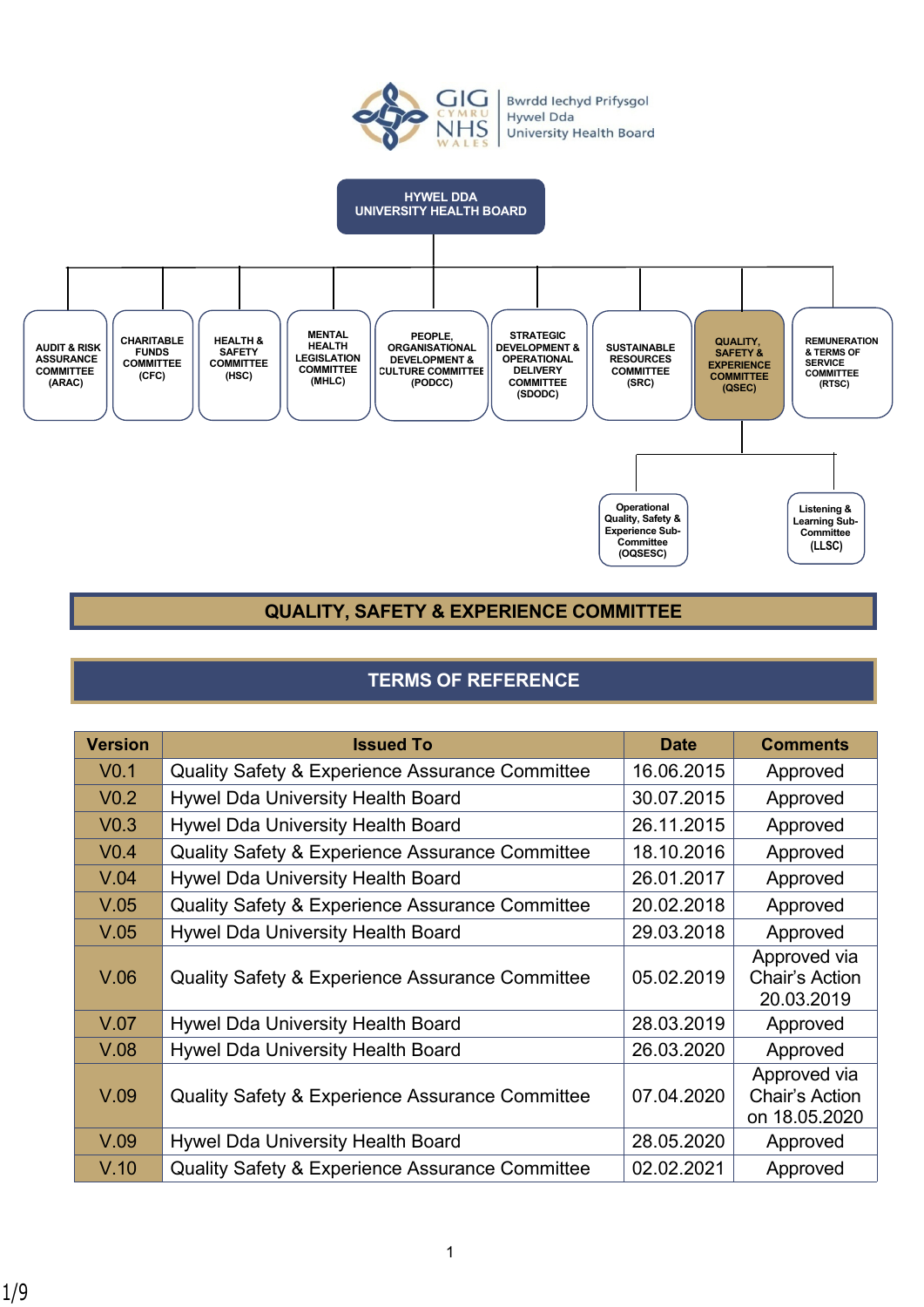GIG CYMRU NHS WALES | Bwrdd Iechyd Prifysgol Hywel Dda University Health Board

**HYWEL DDA UNIVERSITY HEALTH BOARD**

- AUDIT & RISK ASSURANCE COMMITTEE (ARAC)
- CHARITABLE FUNDS COMMITTEE (CFC)
- HEALTH & SAFETY COMMITTEE (HSC)
- MENTAL HEALTH LEGISLATION COMMITTEE (MHLC)
- PEOPLE, ORGANISATIONAL DEVELOPMENT & CULTURE COMMITTEE (PODCC)
- STRATEGIC DEVELOPMENT & OPERATIONAL DELIVERY COMMITTEE (SDODC)
- SUSTAINABLE RESOURCES COMMITTEE (SRC)
- QUALITY, SAFETY & EXPERIENCE COMMITTEE (QSEC)
  - Operational Quality, Safety & Experience Sub-Committee (OQSESC)
  - Listening & Learning Sub-Committee (LLSC)
- REMUNERATION & TERMS OF SERVICE COMMITTEE (RTSC)

# QUALITY, SAFETY & EXPERIENCE COMMITTEE

## TERMS OF REFERENCE

| Version | Issued To | Date | Comments |
| --- | --- | --- | --- |
| V0.1 | Quality Safety & Experience Assurance Committee | 16.06.2015 | Approved |
| V0.2 | Hywel Dda University Health Board | 30.07.2015 | Approved |
| V0.3 | Hywel Dda University Health Board | 26.11.2015 | Approved |
| V0.4 | Quality Safety & Experience Assurance Committee | 18.10.2016 | Approved |
| V.04 | Hywel Dda University Health Board | 26.01.2017 | Approved |
| V.05 | Quality Safety & Experience Assurance Committee | 20.02.2018 | Approved |
| V.05 | Hywel Dda University Health Board | 29.03.2018 | Approved |
| V.06 | Quality Safety & Experience Assurance Committee | 05.02.2019 | Approved via Chair's Action 20.03.2019 |
| V.07 | Hywel Dda University Health Board | 28.03.2019 | Approved |
| V.08 | Hywel Dda University Health Board | 26.03.2020 | Approved |
| V.09 | Quality Safety & Experience Assurance Committee | 07.04.2020 | Approved via Chair's Action on 18.05.2020 |
| V.09 | Hywel Dda University Health Board | 28.05.2020 | Approved |
| V.10 | Quality Safety & Experience Assurance Committee | 02.02.2021 | Approved |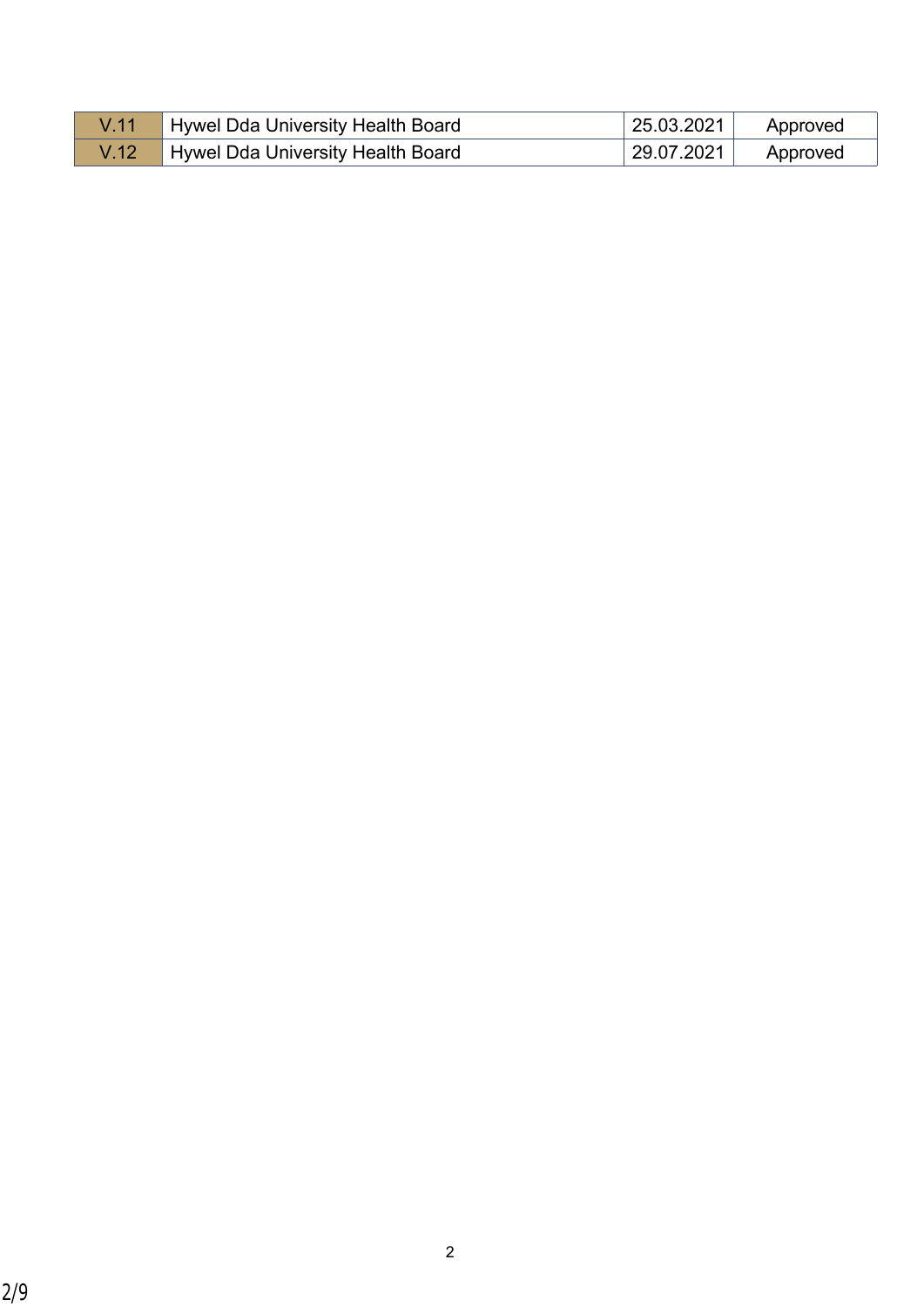| | | | |
|---|---|---|---|
| V.11 | Hywel Dda University Health Board | 25.03.2021 | Approved |
| V.12 | Hywel Dda University Health Board | 29.07.2021 | Approved |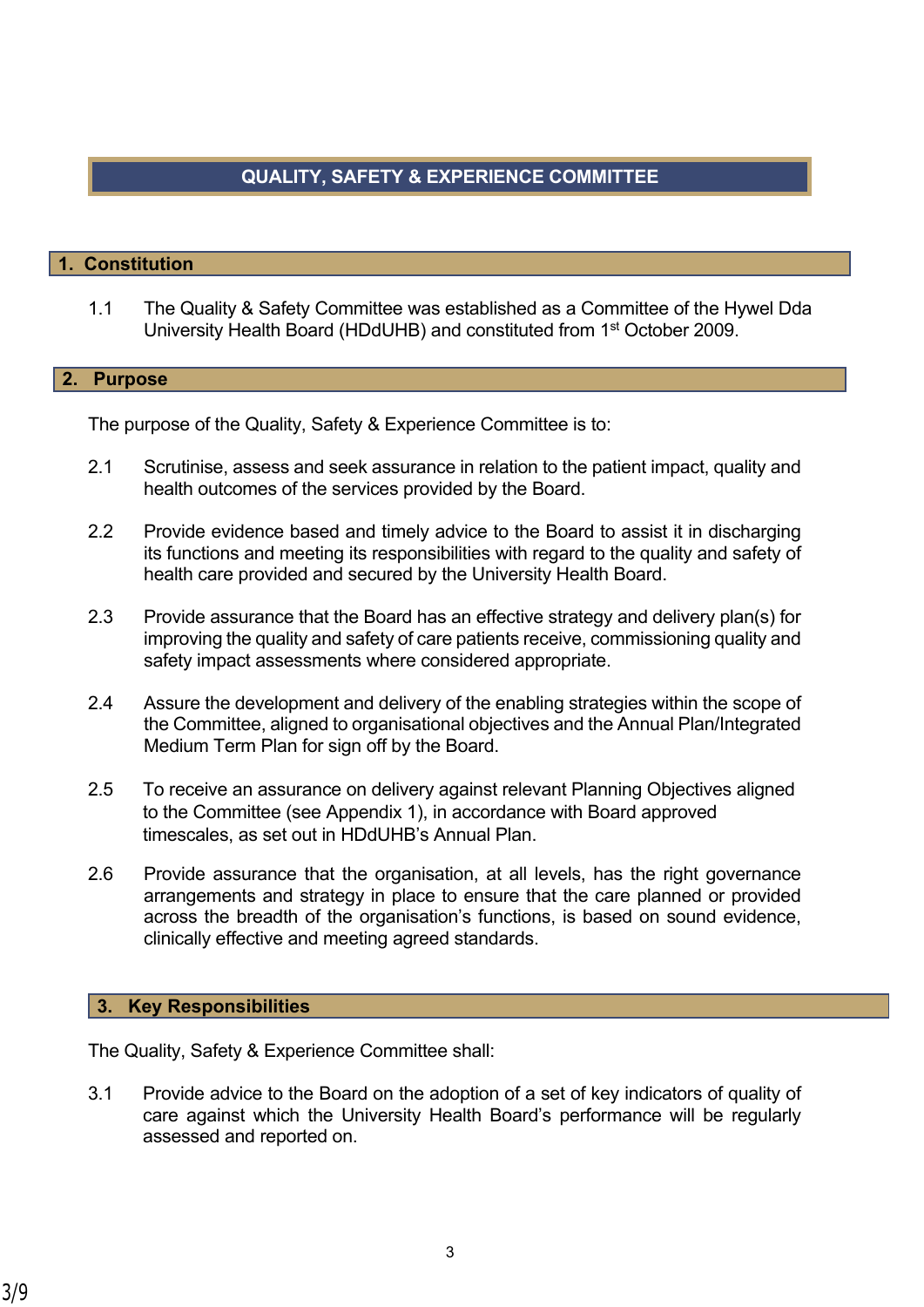# QUALITY, SAFETY & EXPERIENCE COMMITTEE

## 1. Constitution

1.1 The Quality & Safety Committee was established as a Committee of the Hywel Dda University Health Board (HDdUHB) and constituted from 1st October 2009.

## 2. Purpose

The purpose of the Quality, Safety & Experience Committee is to:

2.1 Scrutinise, assess and seek assurance in relation to the patient impact, quality and health outcomes of the services provided by the Board.

2.2 Provide evidence based and timely advice to the Board to assist it in discharging its functions and meeting its responsibilities with regard to the quality and safety of health care provided and secured by the University Health Board.

2.3 Provide assurance that the Board has an effective strategy and delivery plan(s) for improving the quality and safety of care patients receive, commissioning quality and safety impact assessments where considered appropriate.

2.4 Assure the development and delivery of the enabling strategies within the scope of the Committee, aligned to organisational objectives and the Annual Plan/Integrated Medium Term Plan for sign off by the Board.

2.5 To receive an assurance on delivery against relevant Planning Objectives aligned to the Committee (see Appendix 1), in accordance with Board approved timescales, as set out in HDdUHB's Annual Plan.

2.6 Provide assurance that the organisation, at all levels, has the right governance arrangements and strategy in place to ensure that the care planned or provided across the breadth of the organisation's functions, is based on sound evidence, clinically effective and meeting agreed standards.

## 3. Key Responsibilities

The Quality, Safety & Experience Committee shall:

3.1 Provide advice to the Board on the adoption of a set of key indicators of quality of care against which the University Health Board's performance will be regularly assessed and reported on.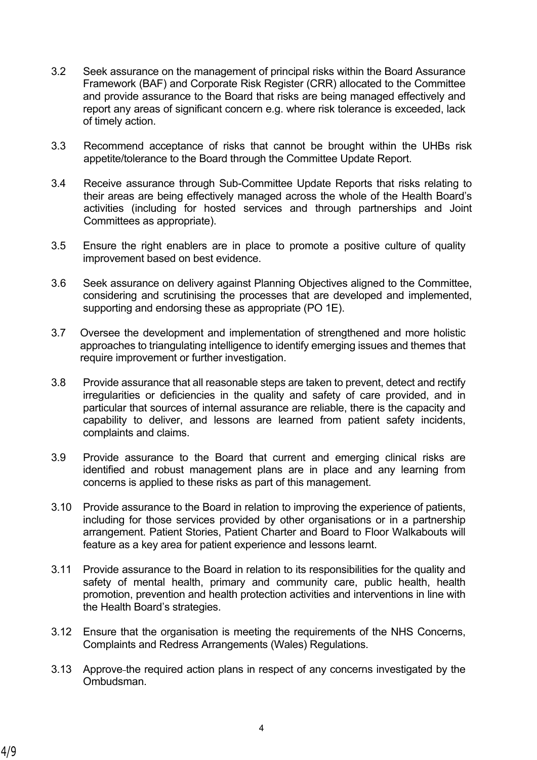3.2 Seek assurance on the management of principal risks within the Board Assurance Framework (BAF) and Corporate Risk Register (CRR) allocated to the Committee and provide assurance to the Board that risks are being managed effectively and report any areas of significant concern e.g. where risk tolerance is exceeded, lack of timely action.

3.3 Recommend acceptance of risks that cannot be brought within the UHBs risk appetite/tolerance to the Board through the Committee Update Report.

3.4 Receive assurance through Sub-Committee Update Reports that risks relating to their areas are being effectively managed across the whole of the Health Board's activities (including for hosted services and through partnerships and Joint Committees as appropriate).

3.5 Ensure the right enablers are in place to promote a positive culture of quality improvement based on best evidence.

3.6 Seek assurance on delivery against Planning Objectives aligned to the Committee, considering and scrutinising the processes that are developed and implemented, supporting and endorsing these as appropriate (PO 1E).

3.7 Oversee the development and implementation of strengthened and more holistic approaches to triangulating intelligence to identify emerging issues and themes that require improvement or further investigation.

3.8 Provide assurance that all reasonable steps are taken to prevent, detect and rectify irregularities or deficiencies in the quality and safety of care provided, and in particular that sources of internal assurance are reliable, there is the capacity and capability to deliver, and lessons are learned from patient safety incidents, complaints and claims.

3.9 Provide assurance to the Board that current and emerging clinical risks are identified and robust management plans are in place and any learning from concerns is applied to these risks as part of this management.

3.10 Provide assurance to the Board in relation to improving the experience of patients, including for those services provided by other organisations or in a partnership arrangement. Patient Stories, Patient Charter and Board to Floor Walkabouts will feature as a key area for patient experience and lessons learnt.

3.11 Provide assurance to the Board in relation to its responsibilities for the quality and safety of mental health, primary and community care, public health, health promotion, prevention and health protection activities and interventions in line with the Health Board's strategies.

3.12 Ensure that the organisation is meeting the requirements of the NHS Concerns, Complaints and Redress Arrangements (Wales) Regulations.

3.13 Approve the required action plans in respect of any concerns investigated by the Ombudsman.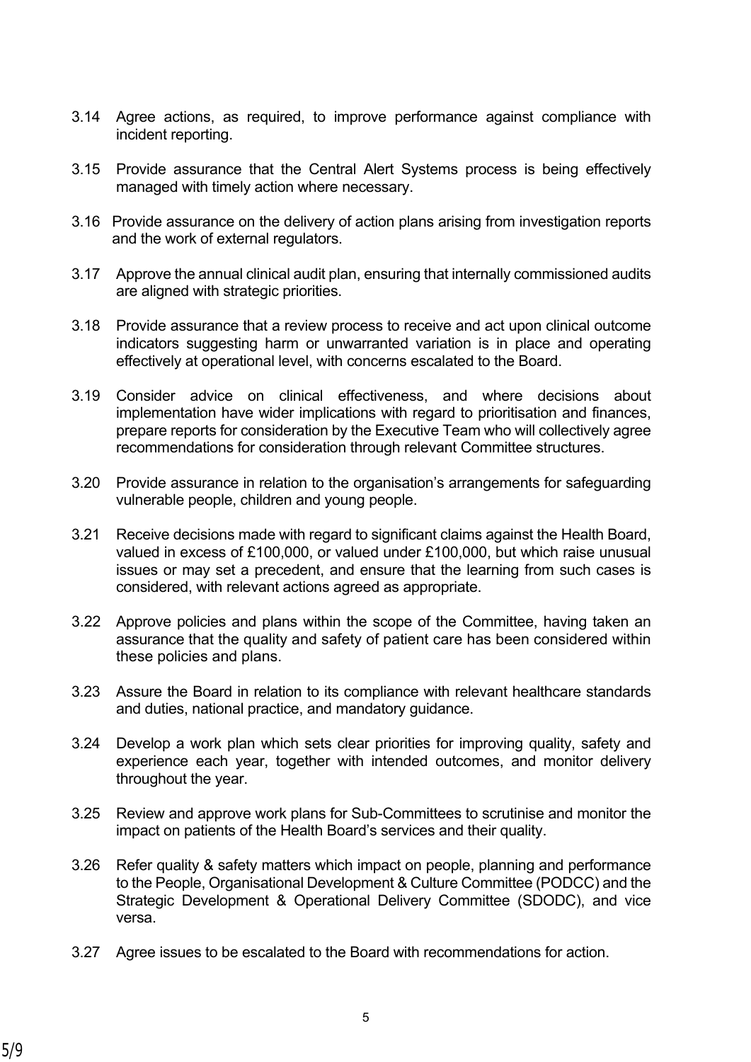3.14 Agree actions, as required, to improve performance against compliance with incident reporting.

3.15 Provide assurance that the Central Alert Systems process is being effectively managed with timely action where necessary.

3.16 Provide assurance on the delivery of action plans arising from investigation reports and the work of external regulators.

3.17 Approve the annual clinical audit plan, ensuring that internally commissioned audits are aligned with strategic priorities.

3.18 Provide assurance that a review process to receive and act upon clinical outcome indicators suggesting harm or unwarranted variation is in place and operating effectively at operational level, with concerns escalated to the Board.

3.19 Consider advice on clinical effectiveness, and where decisions about implementation have wider implications with regard to prioritisation and finances, prepare reports for consideration by the Executive Team who will collectively agree recommendations for consideration through relevant Committee structures.

3.20 Provide assurance in relation to the organisation's arrangements for safeguarding vulnerable people, children and young people.

3.21 Receive decisions made with regard to significant claims against the Health Board, valued in excess of £100,000, or valued under £100,000, but which raise unusual issues or may set a precedent, and ensure that the learning from such cases is considered, with relevant actions agreed as appropriate.

3.22 Approve policies and plans within the scope of the Committee, having taken an assurance that the quality and safety of patient care has been considered within these policies and plans.

3.23 Assure the Board in relation to its compliance with relevant healthcare standards and duties, national practice, and mandatory guidance.

3.24 Develop a work plan which sets clear priorities for improving quality, safety and experience each year, together with intended outcomes, and monitor delivery throughout the year.

3.25 Review and approve work plans for Sub-Committees to scrutinise and monitor the impact on patients of the Health Board's services and their quality.

3.26 Refer quality & safety matters which impact on people, planning and performance to the People, Organisational Development & Culture Committee (PODCC) and the Strategic Development & Operational Delivery Committee (SDODC), and vice versa.

3.27 Agree issues to be escalated to the Board with recommendations for action.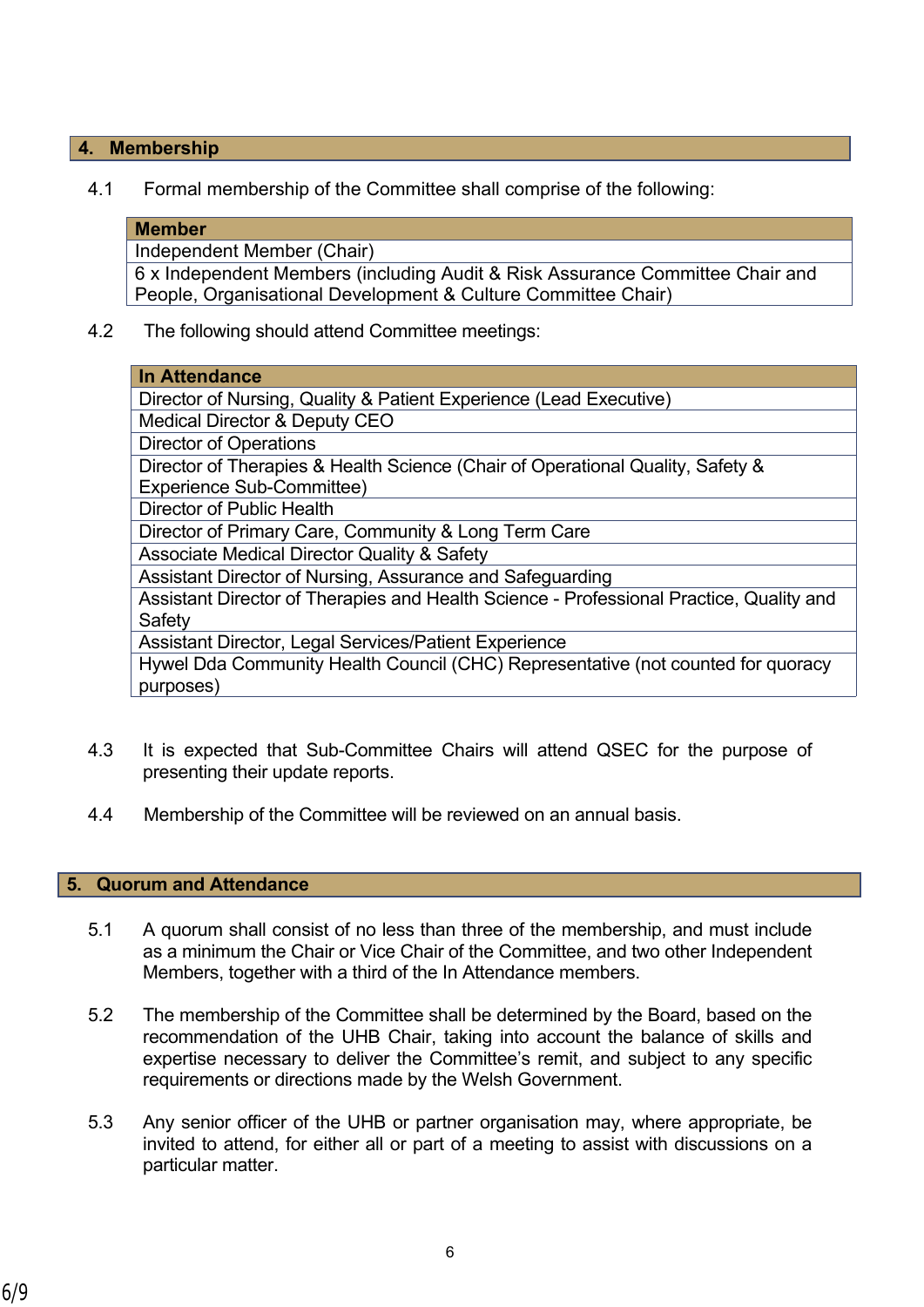## 4. Membership

4.1 Formal membership of the Committee shall comprise of the following:

| Member |
|---|
| Independent Member (Chair) |
| 6 x Independent Members (including Audit & Risk Assurance Committee Chair and People, Organisational Development & Culture Committee Chair) |

4.2 The following should attend Committee meetings:

| In Attendance |
|---|
| Director of Nursing, Quality & Patient Experience (Lead Executive) |
| Medical Director & Deputy CEO |
| Director of Operations |
| Director of Therapies & Health Science (Chair of Operational Quality, Safety & Experience Sub-Committee) |
| Director of Public Health |
| Director of Primary Care, Community & Long Term Care |
| Associate Medical Director Quality & Safety |
| Assistant Director of Nursing, Assurance and Safeguarding |
| Assistant Director of Therapies and Health Science - Professional Practice, Quality and Safety |
| Assistant Director, Legal Services/Patient Experience |
| Hywel Dda Community Health Council (CHC) Representative (not counted for quoracy purposes) |

4.3 It is expected that Sub-Committee Chairs will attend QSEC for the purpose of presenting their update reports.

4.4 Membership of the Committee will be reviewed on an annual basis.

## 5. Quorum and Attendance

5.1 A quorum shall consist of no less than three of the membership, and must include as a minimum the Chair or Vice Chair of the Committee, and two other Independent Members, together with a third of the In Attendance members.

5.2 The membership of the Committee shall be determined by the Board, based on the recommendation of the UHB Chair, taking into account the balance of skills and expertise necessary to deliver the Committee's remit, and subject to any specific requirements or directions made by the Welsh Government.

5.3 Any senior officer of the UHB or partner organisation may, where appropriate, be invited to attend, for either all or part of a meeting to assist with discussions on a particular matter.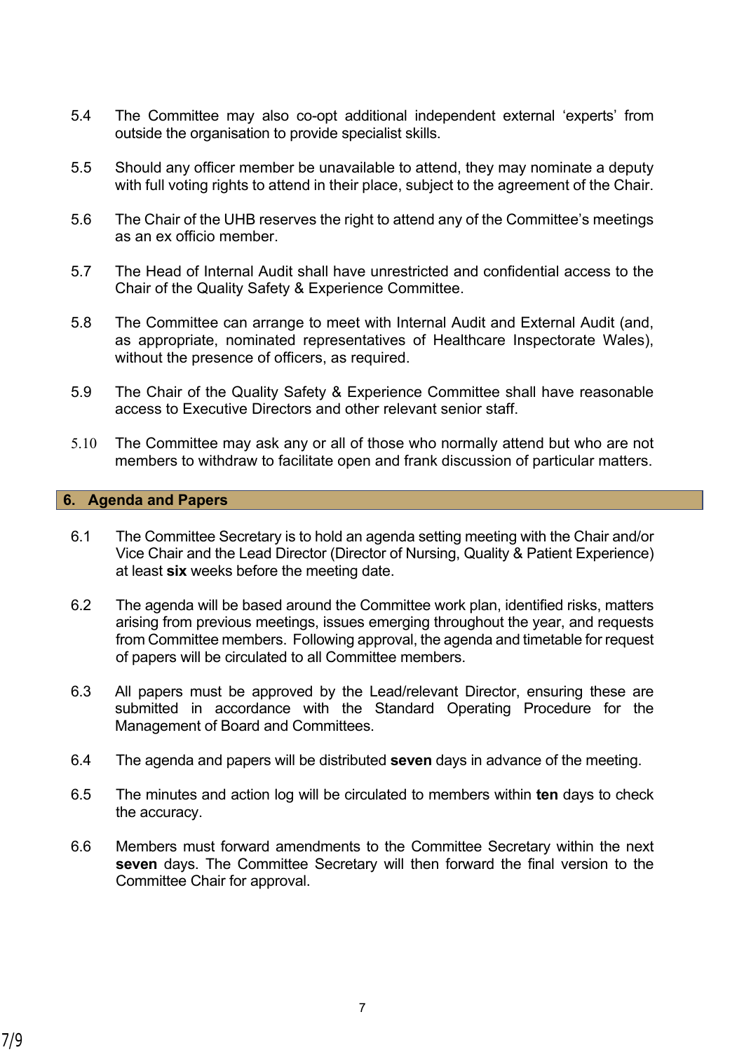5.4 The Committee may also co-opt additional independent external 'experts' from outside the organisation to provide specialist skills.

5.5 Should any officer member be unavailable to attend, they may nominate a deputy with full voting rights to attend in their place, subject to the agreement of the Chair.

5.6 The Chair of the UHB reserves the right to attend any of the Committee's meetings as an ex officio member.

5.7 The Head of Internal Audit shall have unrestricted and confidential access to the Chair of the Quality Safety & Experience Committee.

5.8 The Committee can arrange to meet with Internal Audit and External Audit (and, as appropriate, nominated representatives of Healthcare Inspectorate Wales), without the presence of officers, as required.

5.9 The Chair of the Quality Safety & Experience Committee shall have reasonable access to Executive Directors and other relevant senior staff.

5.10 The Committee may ask any or all of those who normally attend but who are not members to withdraw to facilitate open and frank discussion of particular matters.

## 6. Agenda and Papers

6.1 The Committee Secretary is to hold an agenda setting meeting with the Chair and/or Vice Chair and the Lead Director (Director of Nursing, Quality & Patient Experience) at least **six** weeks before the meeting date.

6.2 The agenda will be based around the Committee work plan, identified risks, matters arising from previous meetings, issues emerging throughout the year, and requests from Committee members. Following approval, the agenda and timetable for request of papers will be circulated to all Committee members.

6.3 All papers must be approved by the Lead/relevant Director, ensuring these are submitted in accordance with the Standard Operating Procedure for the Management of Board and Committees.

6.4 The agenda and papers will be distributed **seven** days in advance of the meeting.

6.5 The minutes and action log will be circulated to members within **ten** days to check the accuracy.

6.6 Members must forward amendments to the Committee Secretary within the next **seven** days. The Committee Secretary will then forward the final version to the Committee Chair for approval.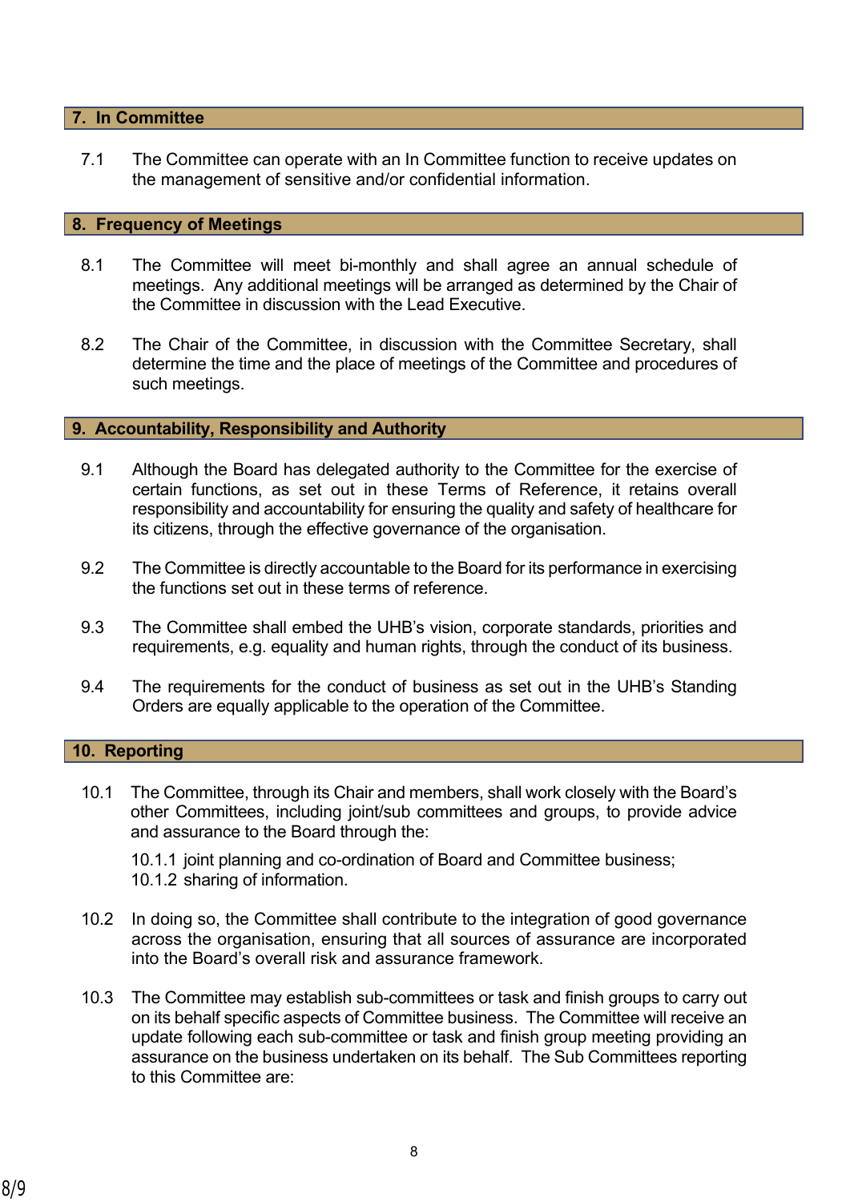## 7. In Committee

7.1 The Committee can operate with an In Committee function to receive updates on the management of sensitive and/or confidential information.

## 8. Frequency of Meetings

8.1 The Committee will meet bi-monthly and shall agree an annual schedule of meetings. Any additional meetings will be arranged as determined by the Chair of the Committee in discussion with the Lead Executive.

8.2 The Chair of the Committee, in discussion with the Committee Secretary, shall determine the time and the place of meetings of the Committee and procedures of such meetings.

## 9. Accountability, Responsibility and Authority

9.1 Although the Board has delegated authority to the Committee for the exercise of certain functions, as set out in these Terms of Reference, it retains overall responsibility and accountability for ensuring the quality and safety of healthcare for its citizens, through the effective governance of the organisation.

9.2 The Committee is directly accountable to the Board for its performance in exercising the functions set out in these terms of reference.

9.3 The Committee shall embed the UHB's vision, corporate standards, priorities and requirements, e.g. equality and human rights, through the conduct of its business.

9.4 The requirements for the conduct of business as set out in the UHB's Standing Orders are equally applicable to the operation of the Committee.

## 10. Reporting

10.1 The Committee, through its Chair and members, shall work closely with the Board's other Committees, including joint/sub committees and groups, to provide advice and assurance to the Board through the:

10.1.1 joint planning and co-ordination of Board and Committee business;
10.1.2 sharing of information.

10.2 In doing so, the Committee shall contribute to the integration of good governance across the organisation, ensuring that all sources of assurance are incorporated into the Board's overall risk and assurance framework.

10.3 The Committee may establish sub-committees or task and finish groups to carry out on its behalf specific aspects of Committee business. The Committee will receive an update following each sub-committee or task and finish group meeting providing an assurance on the business undertaken on its behalf. The Sub Committees reporting to this Committee are: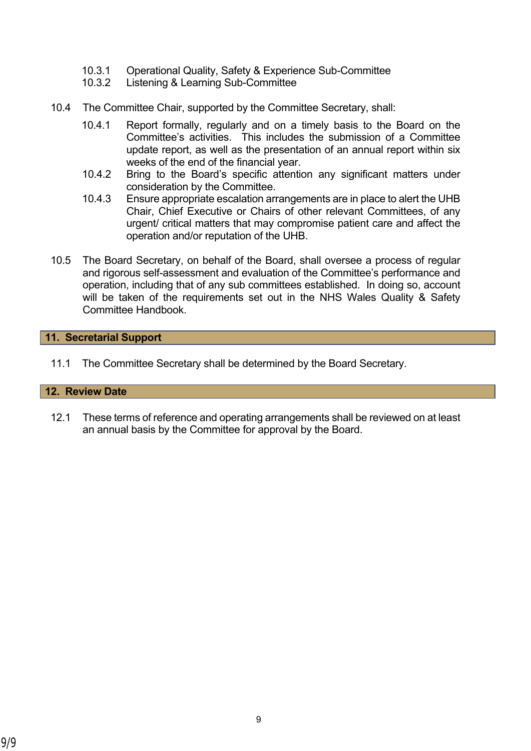10.3.1 Operational Quality, Safety & Experience Sub-Committee
10.3.2 Listening & Learning Sub-Committee

10.4 The Committee Chair, supported by the Committee Secretary, shall:

10.4.1 Report formally, regularly and on a timely basis to the Board on the Committee's activities. This includes the submission of a Committee update report, as well as the presentation of an annual report within six weeks of the end of the financial year.

10.4.2 Bring to the Board's specific attention any significant matters under consideration by the Committee.

10.4.3 Ensure appropriate escalation arrangements are in place to alert the UHB Chair, Chief Executive or Chairs of other relevant Committees, of any urgent/ critical matters that may compromise patient care and affect the operation and/or reputation of the UHB.

10.5 The Board Secretary, on behalf of the Board, shall oversee a process of regular and rigorous self-assessment and evaluation of the Committee's performance and operation, including that of any sub committees established. In doing so, account will be taken of the requirements set out in the NHS Wales Quality & Safety Committee Handbook.

## 11. Secretarial Support

11.1 The Committee Secretary shall be determined by the Board Secretary.

## 12. Review Date

12.1 These terms of reference and operating arrangements shall be reviewed on at least an annual basis by the Committee for approval by the Board.